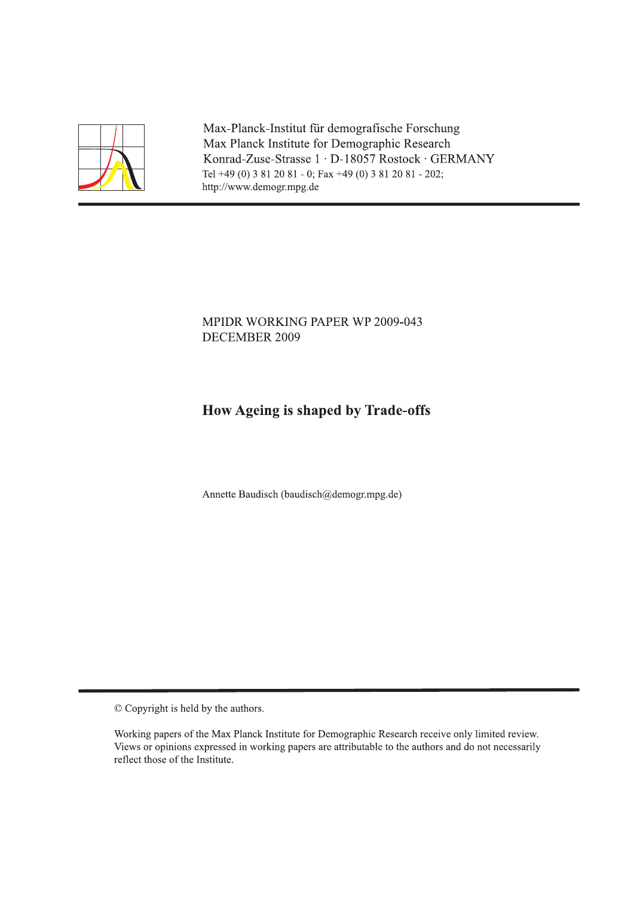Max-Planck-Institut für demografische Forschung
Max Planck Institute for Demographic Research
Konrad-Zuse-Strasse 1 · D-18057 Rostock · GERMANY
Tel +49 (0) 3 81 20 81 - 0; Fax +49 (0) 3 81 20 81 - 202;
http://www.demogr.mpg.de

---

MPIDR WORKING PAPER WP 2009-043
DECEMBER 2009

# How Ageing is shaped by Trade-offs

Annette Baudisch (baudisch@demogr.mpg.de)

---

© Copyright is held by the authors.

Working papers of the Max Planck Institute for Demographic Research receive only limited review. Views or opinions expressed in working papers are attributable to the authors and do not necessarily reflect those of the Institute.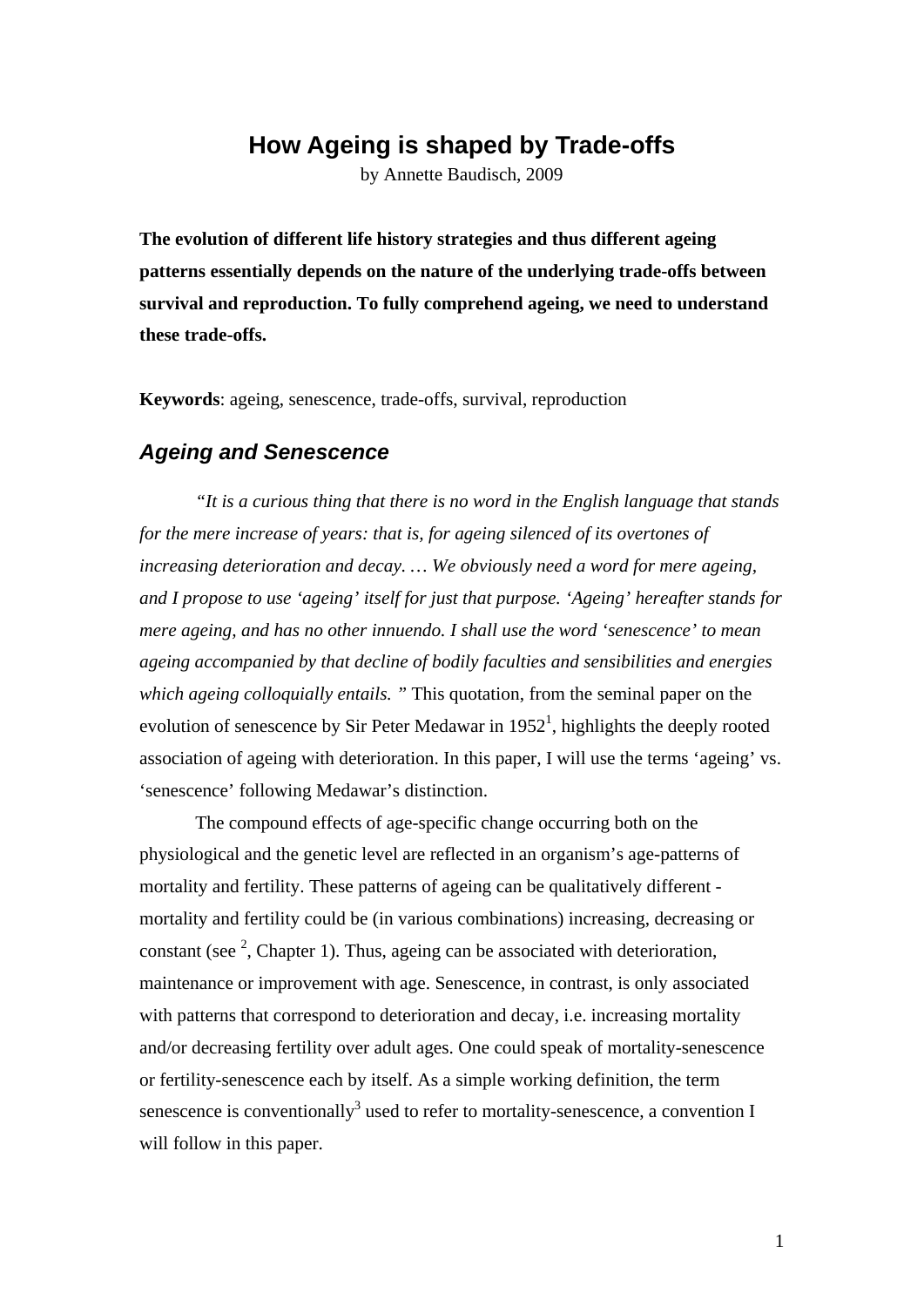# How Ageing is shaped by Trade-offs

by Annette Baudisch, 2009

**The evolution of different life history strategies and thus different ageing patterns essentially depends on the nature of the underlying trade-offs between survival and reproduction. To fully comprehend ageing, we need to understand these trade-offs.**

**Keywords**: ageing, senescence, trade-offs, survival, reproduction

## *Ageing and Senescence*

*"It is a curious thing that there is no word in the English language that stands for the mere increase of years: that is, for ageing silenced of its overtones of increasing deterioration and decay. … We obviously need a word for mere ageing, and I propose to use 'ageing' itself for just that purpose. 'Ageing' hereafter stands for mere ageing, and has no other innuendo. I shall use the word 'senescence' to mean ageing accompanied by that decline of bodily faculties and sensibilities and energies which ageing colloquially entails. "* This quotation, from the seminal paper on the evolution of senescence by Sir Peter Medawar in 1952[1], highlights the deeply rooted association of ageing with deterioration. In this paper, I will use the terms 'ageing' vs. 'senescence' following Medawar's distinction.

The compound effects of age-specific change occurring both on the physiological and the genetic level are reflected in an organism's age-patterns of mortality and fertility. These patterns of ageing can be qualitatively different - mortality and fertility could be (in various combinations) increasing, decreasing or constant (see [2], Chapter 1). Thus, ageing can be associated with deterioration, maintenance or improvement with age. Senescence, in contrast, is only associated with patterns that correspond to deterioration and decay, i.e. increasing mortality and/or decreasing fertility over adult ages. One could speak of mortality-senescence or fertility-senescence each by itself. As a simple working definition, the term senescence is conventionally[3] used to refer to mortality-senescence, a convention I will follow in this paper.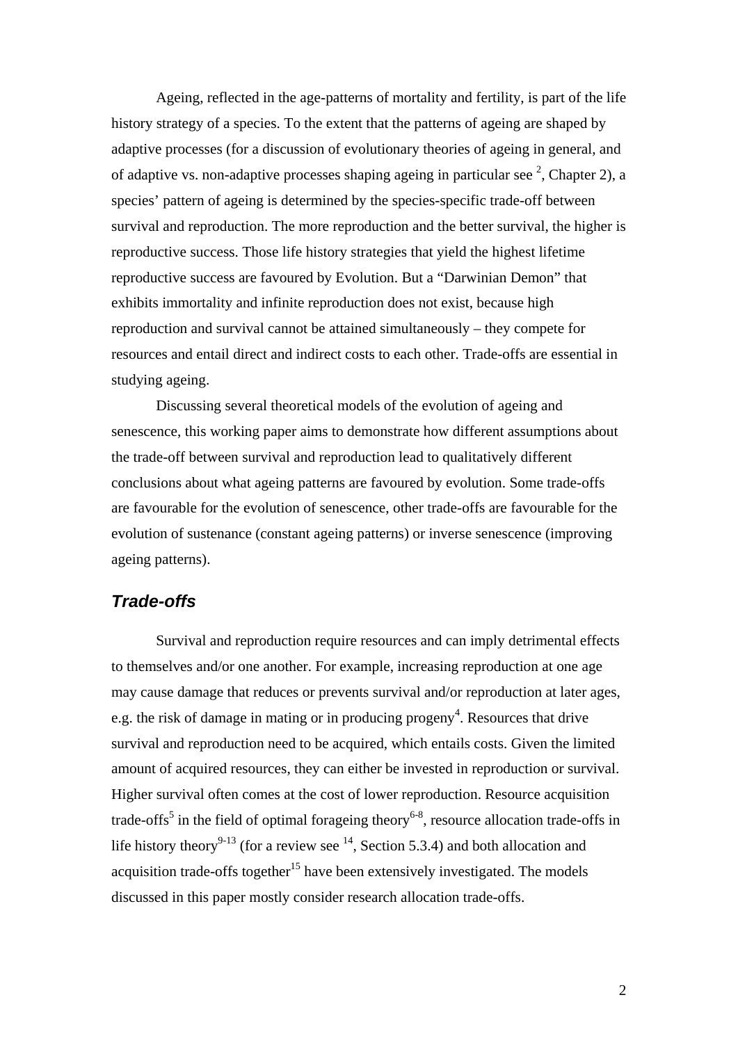Ageing, reflected in the age-patterns of mortality and fertility, is part of the life history strategy of a species. To the extent that the patterns of ageing are shaped by adaptive processes (for a discussion of evolutionary theories of ageing in general, and of adaptive vs. non-adaptive processes shaping ageing in particular see [2], Chapter 2), a species' pattern of ageing is determined by the species-specific trade-off between survival and reproduction. The more reproduction and the better survival, the higher is reproductive success. Those life history strategies that yield the highest lifetime reproductive success are favoured by Evolution. But a "Darwinian Demon" that exhibits immortality and infinite reproduction does not exist, because high reproduction and survival cannot be attained simultaneously – they compete for resources and entail direct and indirect costs to each other. Trade-offs are essential in studying ageing.

Discussing several theoretical models of the evolution of ageing and senescence, this working paper aims to demonstrate how different assumptions about the trade-off between survival and reproduction lead to qualitatively different conclusions about what ageing patterns are favoured by evolution. Some trade-offs are favourable for the evolution of senescence, other trade-offs are favourable for the evolution of sustenance (constant ageing patterns) or inverse senescence (improving ageing patterns).

## Trade-offs

Survival and reproduction require resources and can imply detrimental effects to themselves and/or one another. For example, increasing reproduction at one age may cause damage that reduces or prevents survival and/or reproduction at later ages, e.g. the risk of damage in mating or in producing progeny[4]. Resources that drive survival and reproduction need to be acquired, which entails costs. Given the limited amount of acquired resources, they can either be invested in reproduction or survival. Higher survival often comes at the cost of lower reproduction. Resource acquisition trade-offs[5] in the field of optimal forageing theory[6-8], resource allocation trade-offs in life history theory[9-13] (for a review see [14], Section 5.3.4) and both allocation and acquisition trade-offs together[15] have been extensively investigated. The models discussed in this paper mostly consider research allocation trade-offs.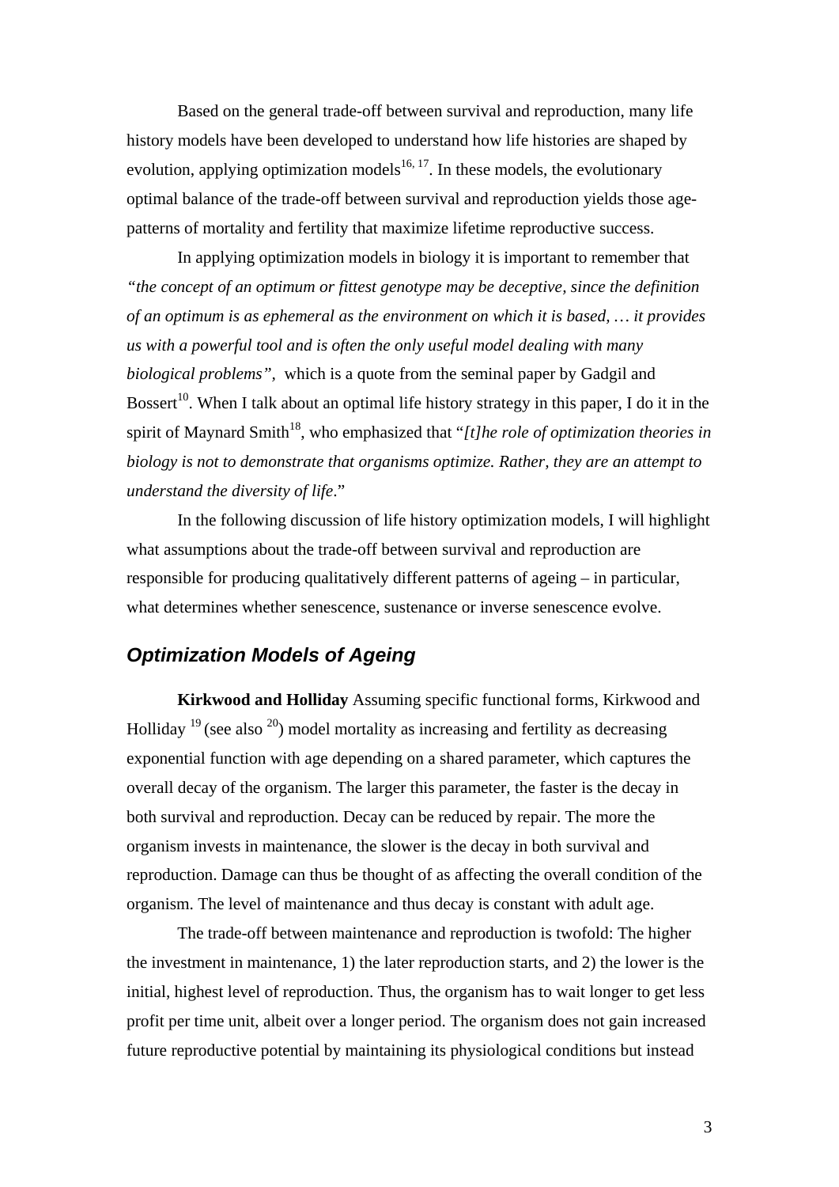Based on the general trade-off between survival and reproduction, many life history models have been developed to understand how life histories are shaped by evolution, applying optimization models[16, 17]. In these models, the evolutionary optimal balance of the trade-off between survival and reproduction yields those age-patterns of mortality and fertility that maximize lifetime reproductive success.

In applying optimization models in biology it is important to remember that *"the concept of an optimum or fittest genotype may be deceptive, since the definition of an optimum is as ephemeral as the environment on which it is based, … it provides us with a powerful tool and is often the only useful model dealing with many biological problems"*, which is a quote from the seminal paper by Gadgil and Bossert[10]. When I talk about an optimal life history strategy in this paper, I do it in the spirit of Maynard Smith[18], who emphasized that "*[t]he role of optimization theories in biology is not to demonstrate that organisms optimize. Rather, they are an attempt to understand the diversity of life*."

In the following discussion of life history optimization models, I will highlight what assumptions about the trade-off between survival and reproduction are responsible for producing qualitatively different patterns of ageing – in particular, what determines whether senescence, sustenance or inverse senescence evolve.

## *Optimization Models of Ageing*

**Kirkwood and Holliday** Assuming specific functional forms, Kirkwood and Holliday [19] (see also [20]) model mortality as increasing and fertility as decreasing exponential function with age depending on a shared parameter, which captures the overall decay of the organism. The larger this parameter, the faster is the decay in both survival and reproduction. Decay can be reduced by repair. The more the organism invests in maintenance, the slower is the decay in both survival and reproduction. Damage can thus be thought of as affecting the overall condition of the organism. The level of maintenance and thus decay is constant with adult age.

The trade-off between maintenance and reproduction is twofold: The higher the investment in maintenance, 1) the later reproduction starts, and 2) the lower is the initial, highest level of reproduction. Thus, the organism has to wait longer to get less profit per time unit, albeit over a longer period. The organism does not gain increased future reproductive potential by maintaining its physiological conditions but instead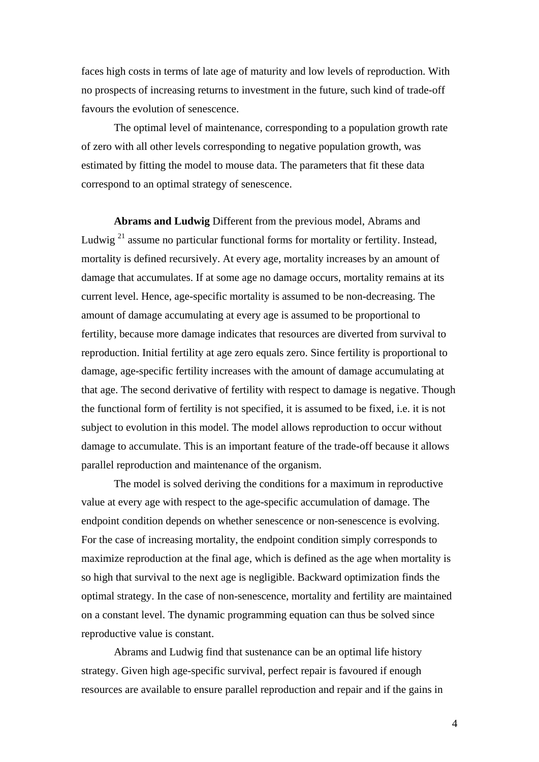faces high costs in terms of late age of maturity and low levels of reproduction. With no prospects of increasing returns to investment in the future, such kind of trade-off favours the evolution of senescence.

The optimal level of maintenance, corresponding to a population growth rate of zero with all other levels corresponding to negative population growth, was estimated by fitting the model to mouse data. The parameters that fit these data correspond to an optimal strategy of senescence.

**Abrams and Ludwig** Different from the previous model, Abrams and Ludwig [21] assume no particular functional forms for mortality or fertility. Instead, mortality is defined recursively. At every age, mortality increases by an amount of damage that accumulates. If at some age no damage occurs, mortality remains at its current level. Hence, age-specific mortality is assumed to be non-decreasing. The amount of damage accumulating at every age is assumed to be proportional to fertility, because more damage indicates that resources are diverted from survival to reproduction. Initial fertility at age zero equals zero. Since fertility is proportional to damage, age-specific fertility increases with the amount of damage accumulating at that age. The second derivative of fertility with respect to damage is negative. Though the functional form of fertility is not specified, it is assumed to be fixed, i.e. it is not subject to evolution in this model. The model allows reproduction to occur without damage to accumulate. This is an important feature of the trade-off because it allows parallel reproduction and maintenance of the organism.

The model is solved deriving the conditions for a maximum in reproductive value at every age with respect to the age-specific accumulation of damage. The endpoint condition depends on whether senescence or non-senescence is evolving. For the case of increasing mortality, the endpoint condition simply corresponds to maximize reproduction at the final age, which is defined as the age when mortality is so high that survival to the next age is negligible. Backward optimization finds the optimal strategy. In the case of non-senescence, mortality and fertility are maintained on a constant level. The dynamic programming equation can thus be solved since reproductive value is constant.

Abrams and Ludwig find that sustenance can be an optimal life history strategy. Given high age-specific survival, perfect repair is favoured if enough resources are available to ensure parallel reproduction and repair and if the gains in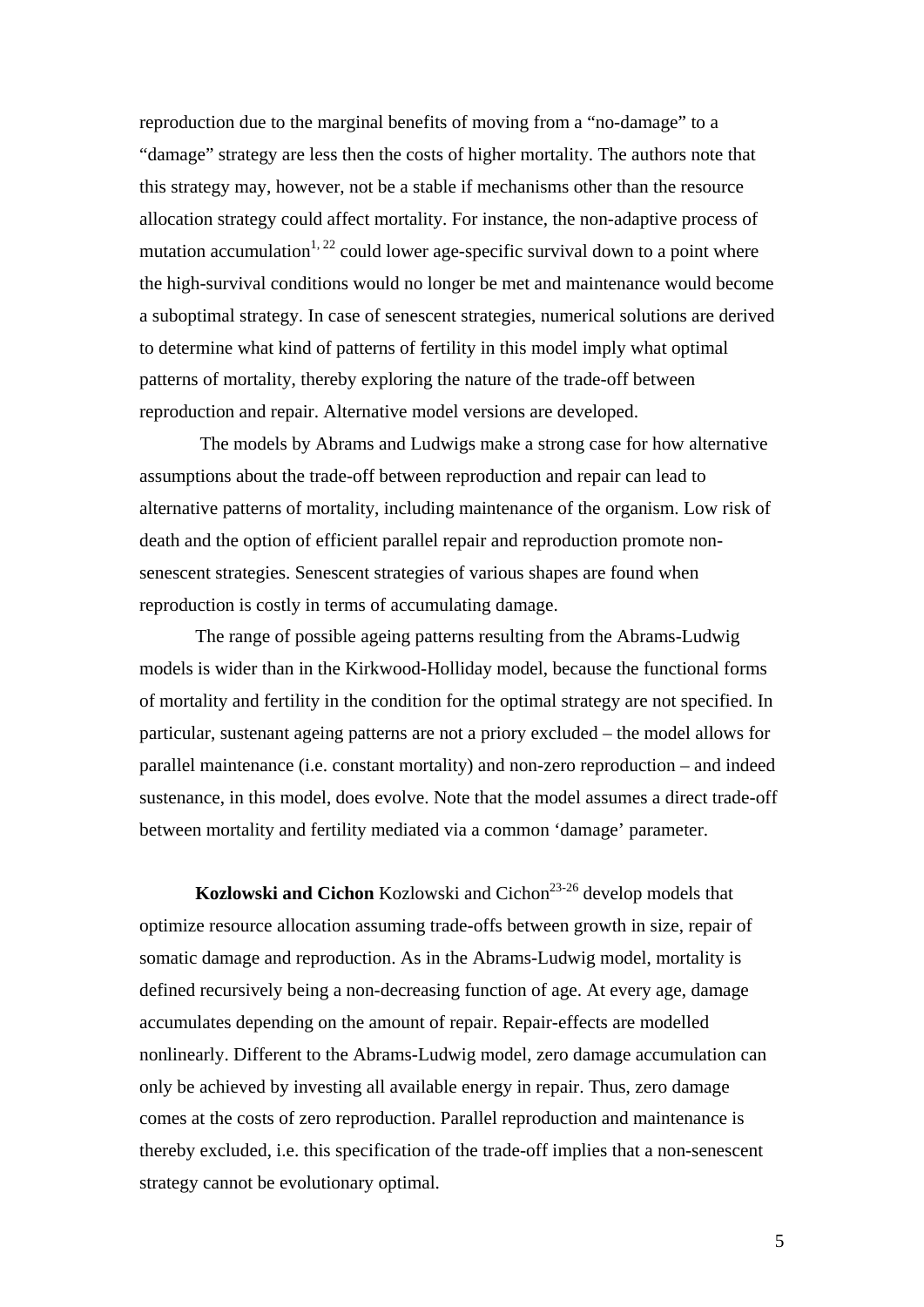reproduction due to the marginal benefits of moving from a "no-damage" to a "damage" strategy are less then the costs of higher mortality. The authors note that this strategy may, however, not be a stable if mechanisms other than the resource allocation strategy could affect mortality. For instance, the non-adaptive process of mutation accumulation[1, 22] could lower age-specific survival down to a point where the high-survival conditions would no longer be met and maintenance would become a suboptimal strategy. In case of senescent strategies, numerical solutions are derived to determine what kind of patterns of fertility in this model imply what optimal patterns of mortality, thereby exploring the nature of the trade-off between reproduction and repair. Alternative model versions are developed.

The models by Abrams and Ludwigs make a strong case for how alternative assumptions about the trade-off between reproduction and repair can lead to alternative patterns of mortality, including maintenance of the organism. Low risk of death and the option of efficient parallel repair and reproduction promote non-senescent strategies. Senescent strategies of various shapes are found when reproduction is costly in terms of accumulating damage.

The range of possible ageing patterns resulting from the Abrams-Ludwig models is wider than in the Kirkwood-Holliday model, because the functional forms of mortality and fertility in the condition for the optimal strategy are not specified. In particular, sustenant ageing patterns are not a priory excluded – the model allows for parallel maintenance (i.e. constant mortality) and non-zero reproduction – and indeed sustenance, in this model, does evolve. Note that the model assumes a direct trade-off between mortality and fertility mediated via a common 'damage' parameter.

**Kozlowski and Cichon** Kozlowski and Cichon[23-26] develop models that optimize resource allocation assuming trade-offs between growth in size, repair of somatic damage and reproduction. As in the Abrams-Ludwig model, mortality is defined recursively being a non-decreasing function of age. At every age, damage accumulates depending on the amount of repair. Repair-effects are modelled nonlinearly. Different to the Abrams-Ludwig model, zero damage accumulation can only be achieved by investing all available energy in repair. Thus, zero damage comes at the costs of zero reproduction. Parallel reproduction and maintenance is thereby excluded, i.e. this specification of the trade-off implies that a non-senescent strategy cannot be evolutionary optimal.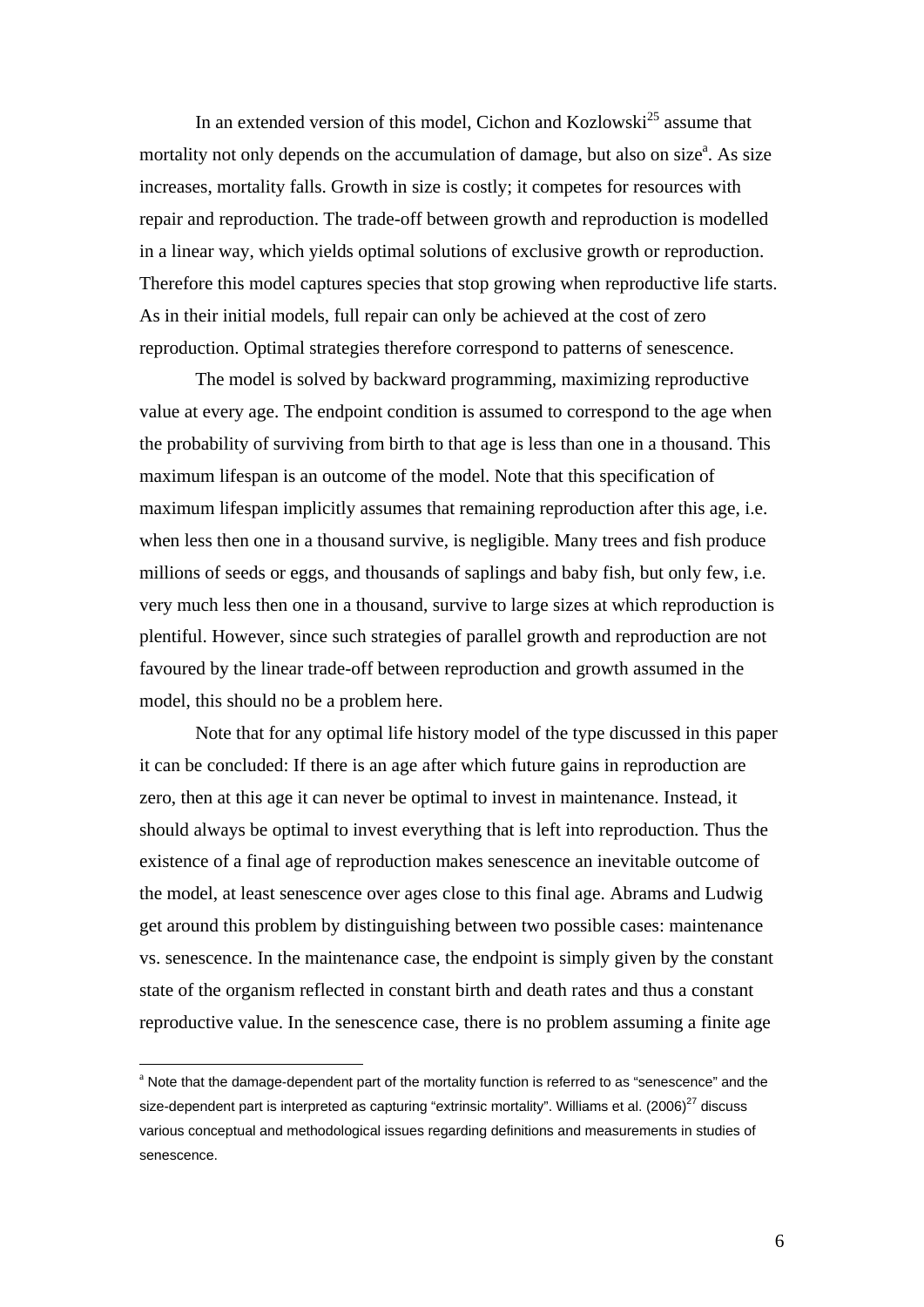In an extended version of this model, Cichon and Kozlowski[25] assume that mortality not only depends on the accumulation of damage, but also on size[a]. As size increases, mortality falls. Growth in size is costly; it competes for resources with repair and reproduction. The trade-off between growth and reproduction is modelled in a linear way, which yields optimal solutions of exclusive growth or reproduction. Therefore this model captures species that stop growing when reproductive life starts. As in their initial models, full repair can only be achieved at the cost of zero reproduction. Optimal strategies therefore correspond to patterns of senescence.

The model is solved by backward programming, maximizing reproductive value at every age. The endpoint condition is assumed to correspond to the age when the probability of surviving from birth to that age is less than one in a thousand. This maximum lifespan is an outcome of the model. Note that this specification of maximum lifespan implicitly assumes that remaining reproduction after this age, i.e. when less then one in a thousand survive, is negligible. Many trees and fish produce millions of seeds or eggs, and thousands of saplings and baby fish, but only few, i.e. very much less then one in a thousand, survive to large sizes at which reproduction is plentiful. However, since such strategies of parallel growth and reproduction are not favoured by the linear trade-off between reproduction and growth assumed in the model, this should no be a problem here.

Note that for any optimal life history model of the type discussed in this paper it can be concluded: If there is an age after which future gains in reproduction are zero, then at this age it can never be optimal to invest in maintenance. Instead, it should always be optimal to invest everything that is left into reproduction. Thus the existence of a final age of reproduction makes senescence an inevitable outcome of the model, at least senescence over ages close to this final age. Abrams and Ludwig get around this problem by distinguishing between two possible cases: maintenance vs. senescence. In the maintenance case, the endpoint is simply given by the constant state of the organism reflected in constant birth and death rates and thus a constant reproductive value. In the senescence case, there is no problem assuming a finite age

[a] Note that the damage-dependent part of the mortality function is referred to as "senescence" and the size-dependent part is interpreted as capturing "extrinsic mortality". Williams et al. (2006)[27] discuss various conceptual and methodological issues regarding definitions and measurements in studies of senescence.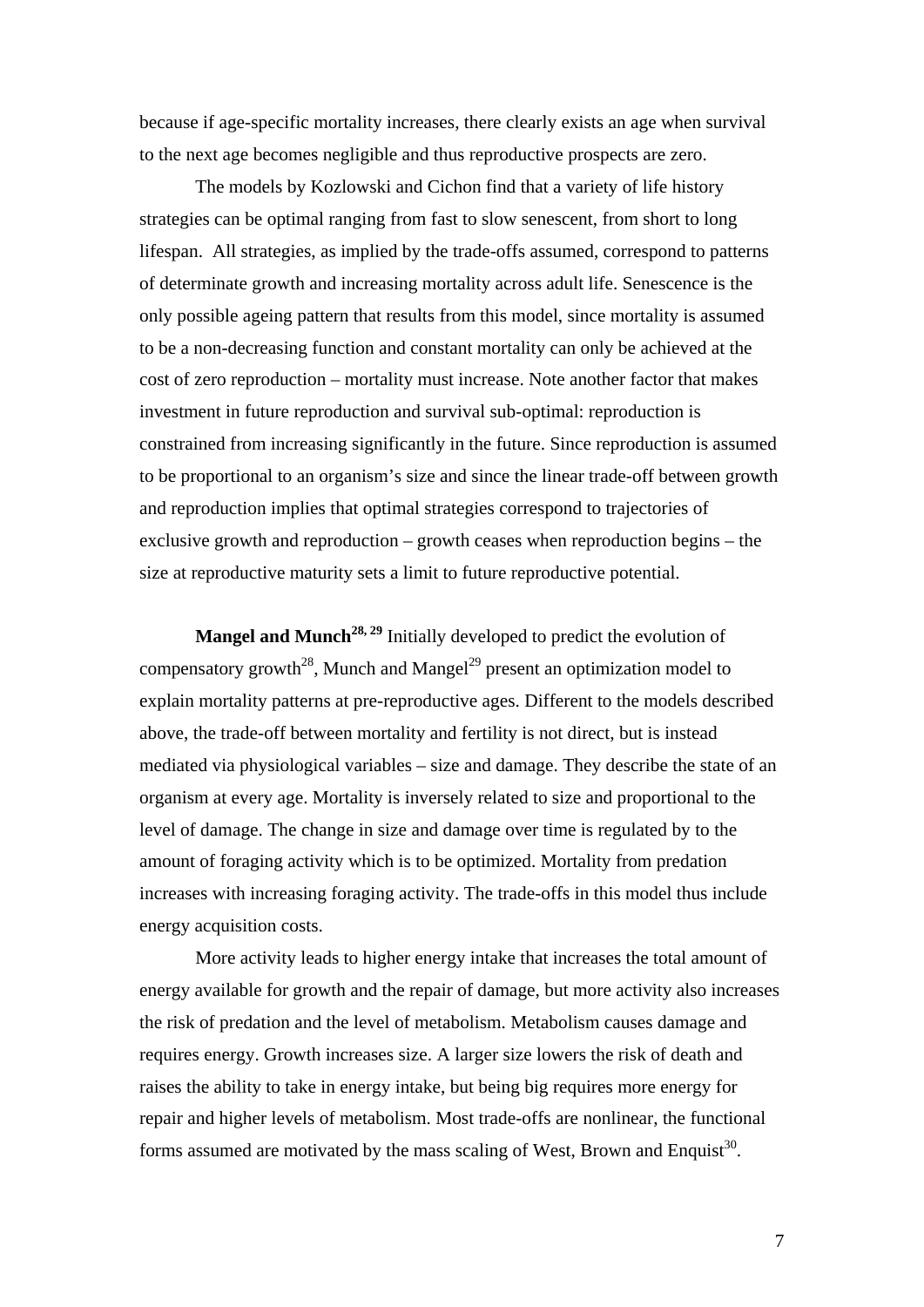because if age-specific mortality increases, there clearly exists an age when survival to the next age becomes negligible and thus reproductive prospects are zero.

The models by Kozlowski and Cichon find that a variety of life history strategies can be optimal ranging from fast to slow senescent, from short to long lifespan. All strategies, as implied by the trade-offs assumed, correspond to patterns of determinate growth and increasing mortality across adult life. Senescence is the only possible ageing pattern that results from this model, since mortality is assumed to be a non-decreasing function and constant mortality can only be achieved at the cost of zero reproduction – mortality must increase. Note another factor that makes investment in future reproduction and survival sub-optimal: reproduction is constrained from increasing significantly in the future. Since reproduction is assumed to be proportional to an organism's size and since the linear trade-off between growth and reproduction implies that optimal strategies correspond to trajectories of exclusive growth and reproduction – growth ceases when reproduction begins – the size at reproductive maturity sets a limit to future reproductive potential.

**Mangel and Munch[28, 29]** Initially developed to predict the evolution of compensatory growth[28], Munch and Mangel[29] present an optimization model to explain mortality patterns at pre-reproductive ages. Different to the models described above, the trade-off between mortality and fertility is not direct, but is instead mediated via physiological variables – size and damage. They describe the state of an organism at every age. Mortality is inversely related to size and proportional to the level of damage. The change in size and damage over time is regulated by to the amount of foraging activity which is to be optimized. Mortality from predation increases with increasing foraging activity. The trade-offs in this model thus include energy acquisition costs.

More activity leads to higher energy intake that increases the total amount of energy available for growth and the repair of damage, but more activity also increases the risk of predation and the level of metabolism. Metabolism causes damage and requires energy. Growth increases size. A larger size lowers the risk of death and raises the ability to take in energy intake, but being big requires more energy for repair and higher levels of metabolism. Most trade-offs are nonlinear, the functional forms assumed are motivated by the mass scaling of West, Brown and Enquist[30].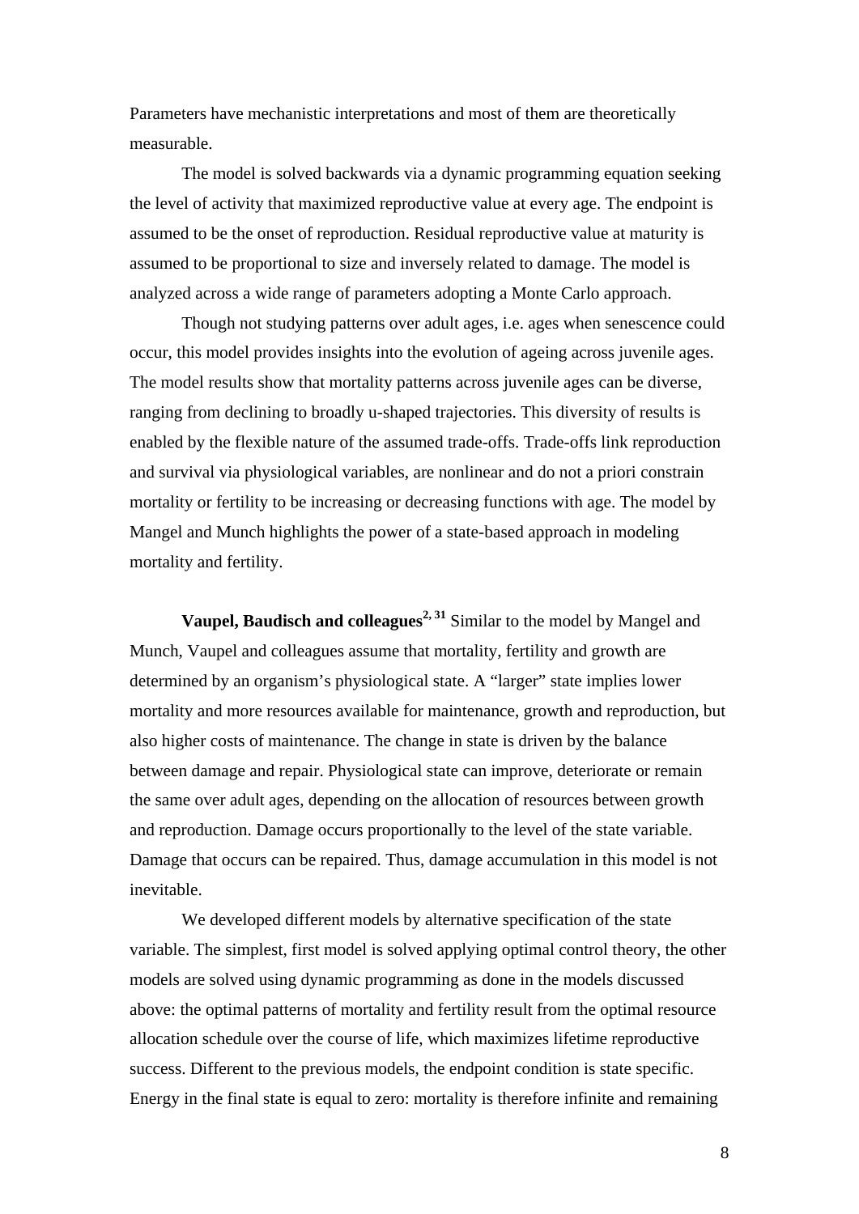Parameters have mechanistic interpretations and most of them are theoretically measurable.

The model is solved backwards via a dynamic programming equation seeking the level of activity that maximized reproductive value at every age. The endpoint is assumed to be the onset of reproduction. Residual reproductive value at maturity is assumed to be proportional to size and inversely related to damage. The model is analyzed across a wide range of parameters adopting a Monte Carlo approach.

Though not studying patterns over adult ages, i.e. ages when senescence could occur, this model provides insights into the evolution of ageing across juvenile ages. The model results show that mortality patterns across juvenile ages can be diverse, ranging from declining to broadly u-shaped trajectories. This diversity of results is enabled by the flexible nature of the assumed trade-offs. Trade-offs link reproduction and survival via physiological variables, are nonlinear and do not a priori constrain mortality or fertility to be increasing or decreasing functions with age. The model by Mangel and Munch highlights the power of a state-based approach in modeling mortality and fertility.

**Vaupel, Baudisch and colleagues**[2, 31] Similar to the model by Mangel and Munch, Vaupel and colleagues assume that mortality, fertility and growth are determined by an organism's physiological state. A "larger" state implies lower mortality and more resources available for maintenance, growth and reproduction, but also higher costs of maintenance. The change in state is driven by the balance between damage and repair. Physiological state can improve, deteriorate or remain the same over adult ages, depending on the allocation of resources between growth and reproduction. Damage occurs proportionally to the level of the state variable. Damage that occurs can be repaired. Thus, damage accumulation in this model is not inevitable.

We developed different models by alternative specification of the state variable. The simplest, first model is solved applying optimal control theory, the other models are solved using dynamic programming as done in the models discussed above: the optimal patterns of mortality and fertility result from the optimal resource allocation schedule over the course of life, which maximizes lifetime reproductive success. Different to the previous models, the endpoint condition is state specific. Energy in the final state is equal to zero: mortality is therefore infinite and remaining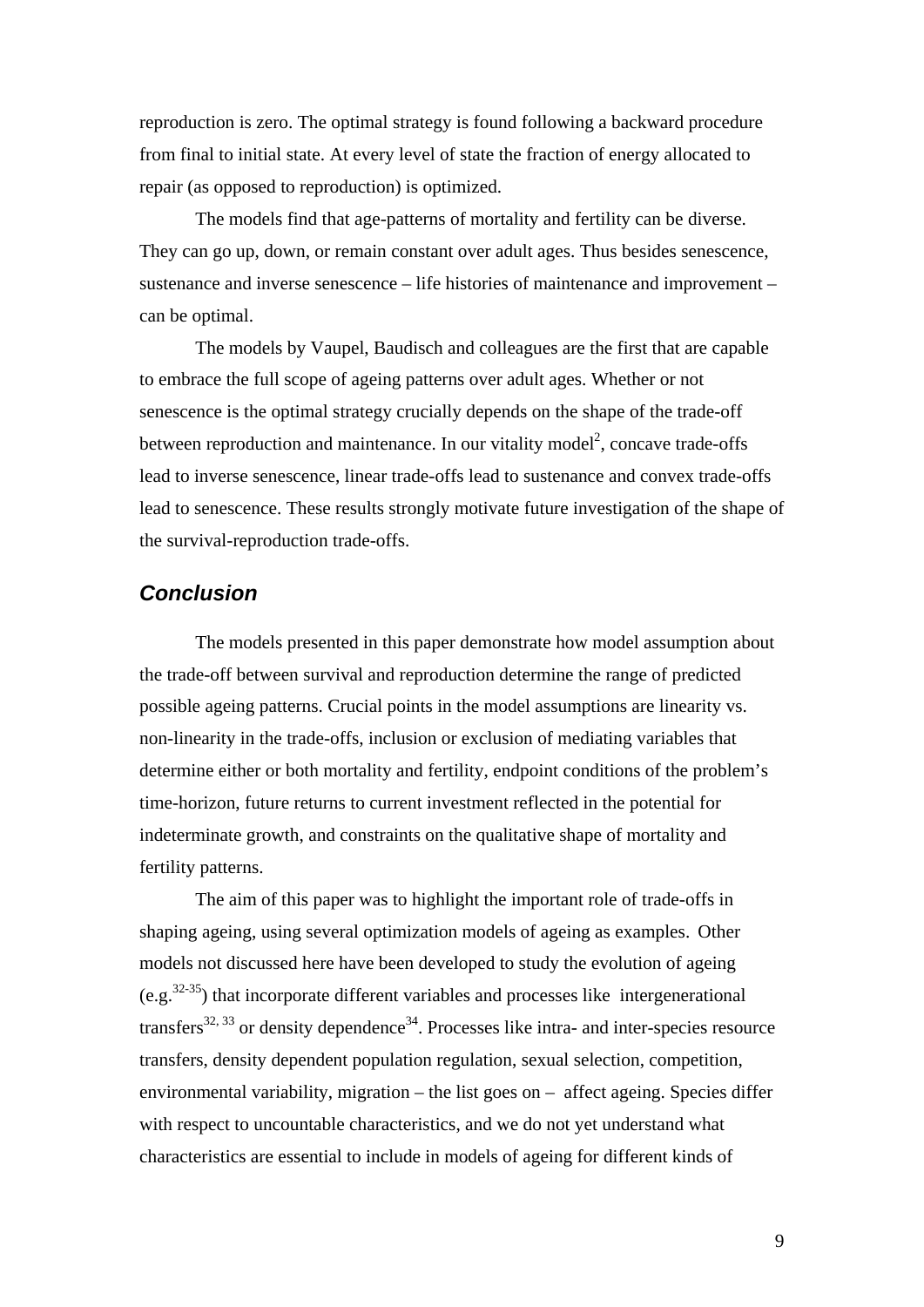reproduction is zero. The optimal strategy is found following a backward procedure from final to initial state. At every level of state the fraction of energy allocated to repair (as opposed to reproduction) is optimized.

The models find that age-patterns of mortality and fertility can be diverse. They can go up, down, or remain constant over adult ages. Thus besides senescence, sustenance and inverse senescence – life histories of maintenance and improvement – can be optimal.

The models by Vaupel, Baudisch and colleagues are the first that are capable to embrace the full scope of ageing patterns over adult ages. Whether or not senescence is the optimal strategy crucially depends on the shape of the trade-off between reproduction and maintenance. In our vitality model[2], concave trade-offs lead to inverse senescence, linear trade-offs lead to sustenance and convex trade-offs lead to senescence. These results strongly motivate future investigation of the shape of the survival-reproduction trade-offs.

## Conclusion

The models presented in this paper demonstrate how model assumption about the trade-off between survival and reproduction determine the range of predicted possible ageing patterns. Crucial points in the model assumptions are linearity vs. non-linearity in the trade-offs, inclusion or exclusion of mediating variables that determine either or both mortality and fertility, endpoint conditions of the problem's time-horizon, future returns to current investment reflected in the potential for indeterminate growth, and constraints on the qualitative shape of mortality and fertility patterns.

The aim of this paper was to highlight the important role of trade-offs in shaping ageing, using several optimization models of ageing as examples. Other models not discussed here have been developed to study the evolution of ageing (e.g.[32-35]) that incorporate different variables and processes like intergenerational transfers[32, 33] or density dependence[34]. Processes like intra- and inter-species resource transfers, density dependent population regulation, sexual selection, competition, environmental variability, migration – the list goes on – affect ageing. Species differ with respect to uncountable characteristics, and we do not yet understand what characteristics are essential to include in models of ageing for different kinds of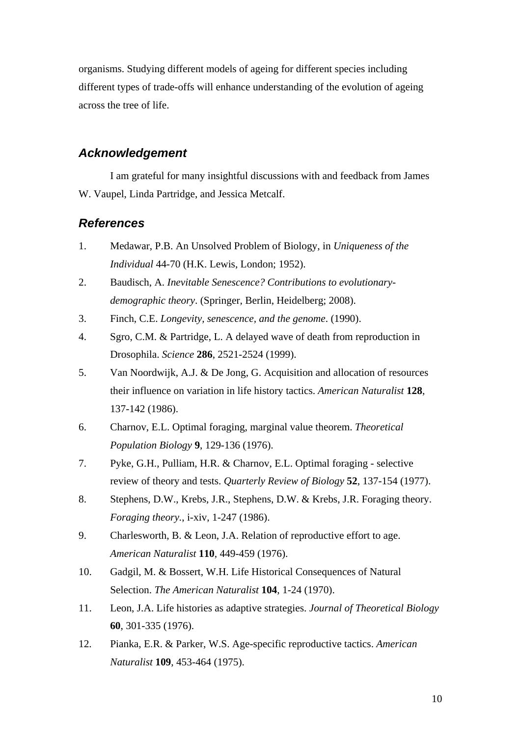organisms. Studying different models of ageing for different species including different types of trade-offs will enhance understanding of the evolution of ageing across the tree of life.

## *Acknowledgement*

I am grateful for many insightful discussions with and feedback from James W. Vaupel, Linda Partridge, and Jessica Metcalf.

## *References*

1. Medawar, P.B. An Unsolved Problem of Biology, in *Uniqueness of the Individual* 44-70 (H.K. Lewis, London; 1952).
2. Baudisch, A. *Inevitable Senescence? Contributions to evolutionary-demographic theory*. (Springer, Berlin, Heidelberg; 2008).
3. Finch, C.E. *Longevity, senescence, and the genome*. (1990).
4. Sgro, C.M. & Partridge, L. A delayed wave of death from reproduction in Drosophila. *Science* **286**, 2521-2524 (1999).
5. Van Noordwijk, A.J. & De Jong, G. Acquisition and allocation of resources their influence on variation in life history tactics. *American Naturalist* **128**, 137-142 (1986).
6. Charnov, E.L. Optimal foraging, marginal value theorem. *Theoretical Population Biology* **9**, 129-136 (1976).
7. Pyke, G.H., Pulliam, H.R. & Charnov, E.L. Optimal foraging - selective review of theory and tests. *Quarterly Review of Biology* **52**, 137-154 (1977).
8. Stephens, D.W., Krebs, J.R., Stephens, D.W. & Krebs, J.R. Foraging theory. *Foraging theory.*, i-xiv, 1-247 (1986).
9. Charlesworth, B. & Leon, J.A. Relation of reproductive effort to age. *American Naturalist* **110**, 449-459 (1976).
10. Gadgil, M. & Bossert, W.H. Life Historical Consequences of Natural Selection. *The American Naturalist* **104**, 1-24 (1970).
11. Leon, J.A. Life histories as adaptive strategies. *Journal of Theoretical Biology* **60**, 301-335 (1976).
12. Pianka, E.R. & Parker, W.S. Age-specific reproductive tactics. *American Naturalist* **109**, 453-464 (1975).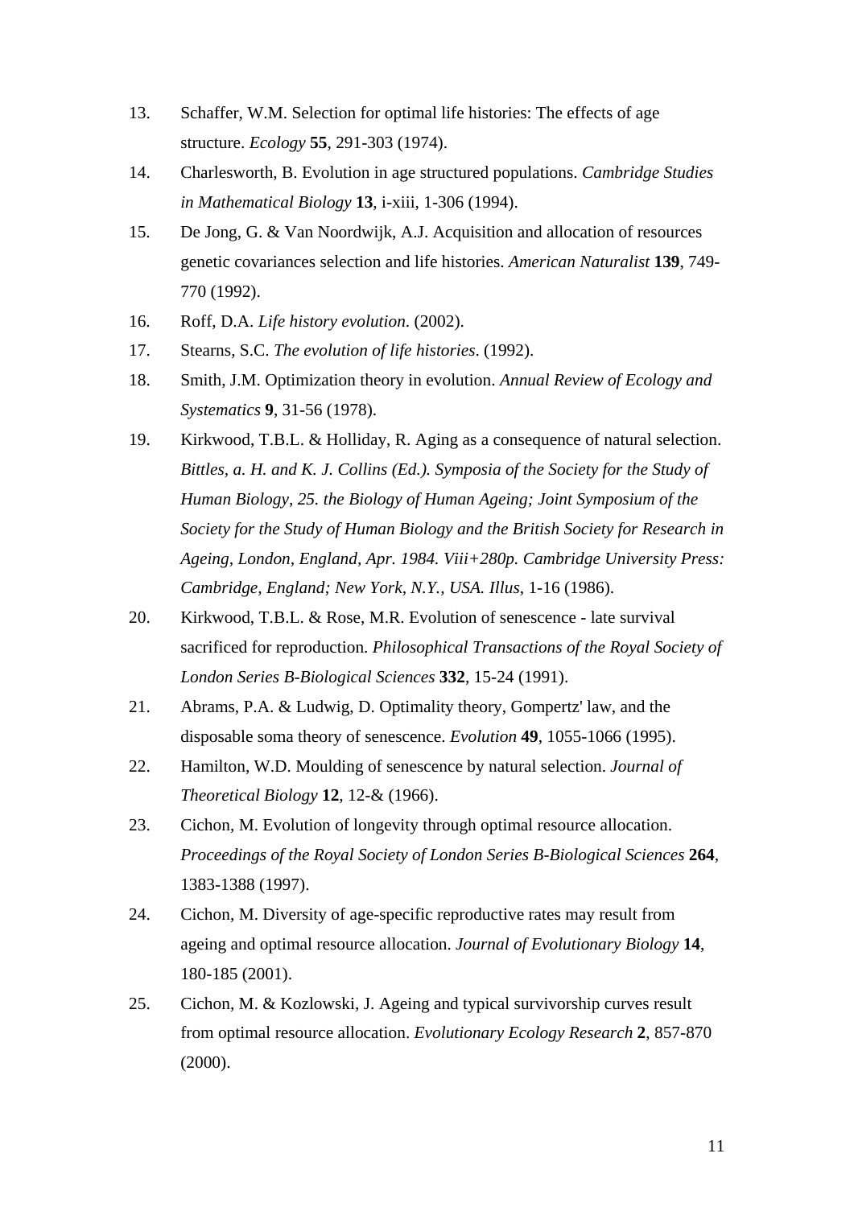13. Schaffer, W.M. Selection for optimal life histories: The effects of age structure. *Ecology* **55**, 291-303 (1974).
14. Charlesworth, B. Evolution in age structured populations. *Cambridge Studies in Mathematical Biology* **13**, i-xiii, 1-306 (1994).
15. De Jong, G. & Van Noordwijk, A.J. Acquisition and allocation of resources genetic covariances selection and life histories. *American Naturalist* **139**, 749-770 (1992).
16. Roff, D.A. *Life history evolution*. (2002).
17. Stearns, S.C. *The evolution of life histories*. (1992).
18. Smith, J.M. Optimization theory in evolution. *Annual Review of Ecology and Systematics* **9**, 31-56 (1978).
19. Kirkwood, T.B.L. & Holliday, R. Aging as a consequence of natural selection. *Bittles, a. H. and K. J. Collins (Ed.). Symposia of the Society for the Study of Human Biology, 25. the Biology of Human Ageing; Joint Symposium of the Society for the Study of Human Biology and the British Society for Research in Ageing, London, England, Apr. 1984. Viii+280p. Cambridge University Press: Cambridge, England; New York, N.Y., USA. Illus*, 1-16 (1986).
20. Kirkwood, T.B.L. & Rose, M.R. Evolution of senescence - late survival sacrificed for reproduction. *Philosophical Transactions of the Royal Society of London Series B-Biological Sciences* **332**, 15-24 (1991).
21. Abrams, P.A. & Ludwig, D. Optimality theory, Gompertz' law, and the disposable soma theory of senescence. *Evolution* **49**, 1055-1066 (1995).
22. Hamilton, W.D. Moulding of senescence by natural selection. *Journal of Theoretical Biology* **12**, 12-& (1966).
23. Cichon, M. Evolution of longevity through optimal resource allocation. *Proceedings of the Royal Society of London Series B-Biological Sciences* **264**, 1383-1388 (1997).
24. Cichon, M. Diversity of age-specific reproductive rates may result from ageing and optimal resource allocation. *Journal of Evolutionary Biology* **14**, 180-185 (2001).
25. Cichon, M. & Kozlowski, J. Ageing and typical survivorship curves result from optimal resource allocation. *Evolutionary Ecology Research* **2**, 857-870 (2000).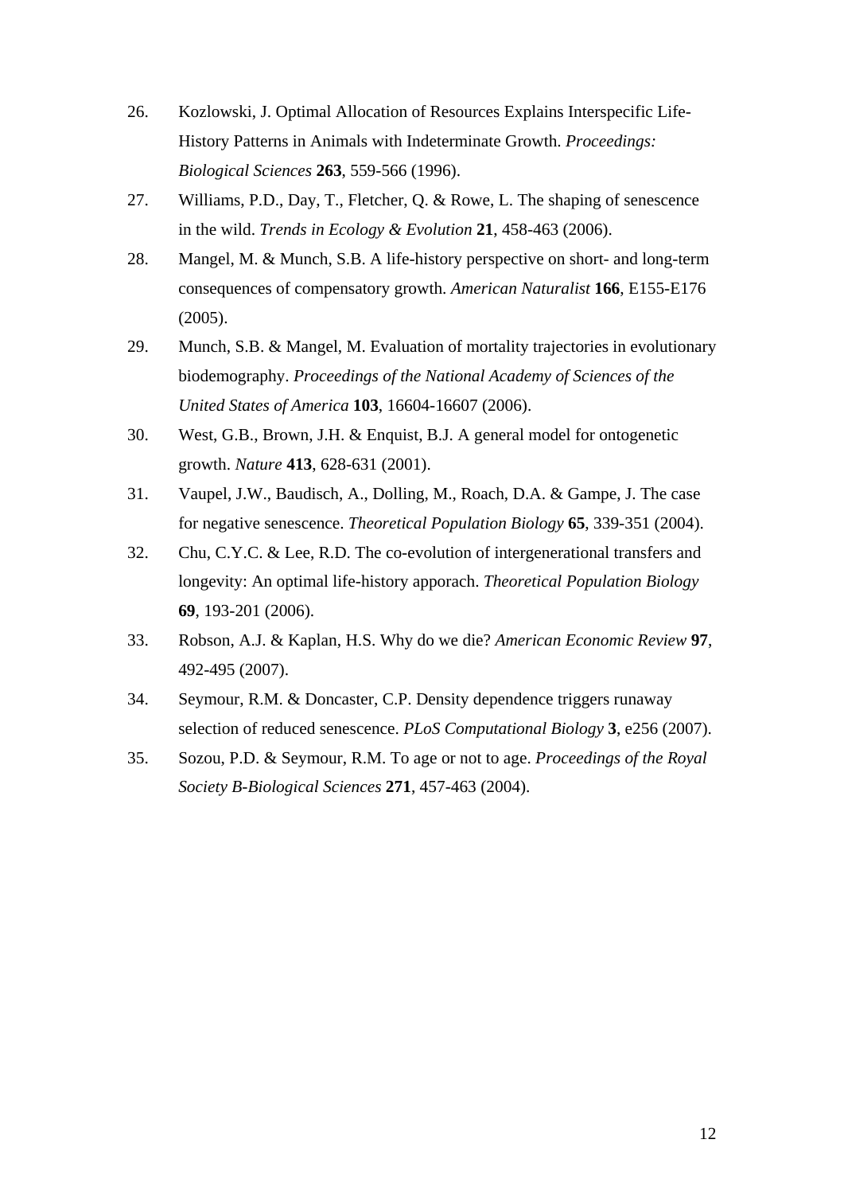26. Kozlowski, J. Optimal Allocation of Resources Explains Interspecific Life-History Patterns in Animals with Indeterminate Growth. *Proceedings: Biological Sciences* **263**, 559-566 (1996).
27. Williams, P.D., Day, T., Fletcher, Q. & Rowe, L. The shaping of senescence in the wild. *Trends in Ecology & Evolution* **21**, 458-463 (2006).
28. Mangel, M. & Munch, S.B. A life-history perspective on short- and long-term consequences of compensatory growth. *American Naturalist* **166**, E155-E176 (2005).
29. Munch, S.B. & Mangel, M. Evaluation of mortality trajectories in evolutionary biodemography. *Proceedings of the National Academy of Sciences of the United States of America* **103**, 16604-16607 (2006).
30. West, G.B., Brown, J.H. & Enquist, B.J. A general model for ontogenetic growth. *Nature* **413**, 628-631 (2001).
31. Vaupel, J.W., Baudisch, A., Dolling, M., Roach, D.A. & Gampe, J. The case for negative senescence. *Theoretical Population Biology* **65**, 339-351 (2004).
32. Chu, C.Y.C. & Lee, R.D. The co-evolution of intergenerational transfers and longevity: An optimal life-history apporach. *Theoretical Population Biology* **69**, 193-201 (2006).
33. Robson, A.J. & Kaplan, H.S. Why do we die? *American Economic Review* **97**, 492-495 (2007).
34. Seymour, R.M. & Doncaster, C.P. Density dependence triggers runaway selection of reduced senescence. *PLoS Computational Biology* **3**, e256 (2007).
35. Sozou, P.D. & Seymour, R.M. To age or not to age. *Proceedings of the Royal Society B-Biological Sciences* **271**, 457-463 (2004).